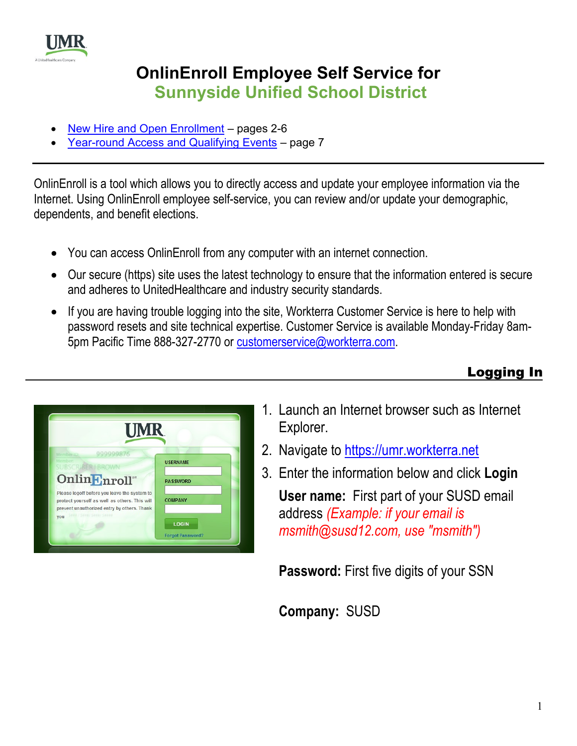# OnlinEnroll Employee Self Service for Sunnyside Unified School District

- New Hire and Open Enrollment – pages 2-6
- Year-round Access and Qualifying Events – page 7

---

OnlinEnroll is a tool which allows you to directly access and update your employee information via the Internet. Using OnlinEnroll employee self-service, you can review and/or update your demographic, dependents, and benefit elections.

- You can access OnlinEnroll from any computer with an internet connection.
- Our secure (https) site uses the latest technology to ensure that the information entered is secure and adheres to UnitedHealthcare and industry security standards.
- If you are having trouble logging into the site, Workterra Customer Service is here to help with password resets and site technical expertise. Customer Service is available Monday-Friday 8am-5pm Pacific Time 888-327-2770 or customerservice@workterra.com.

## Logging In

1. Launch an Internet browser such as Internet Explorer.
2. Navigate to https://umr.workterra.net
3. Enter the information below and click **Login**

   **User name:** First part of your SUSD email address *(Example: if your email is msmith@susd12.com, use "msmith")*

   **Password:** First five digits of your SSN

   **Company:** SUSD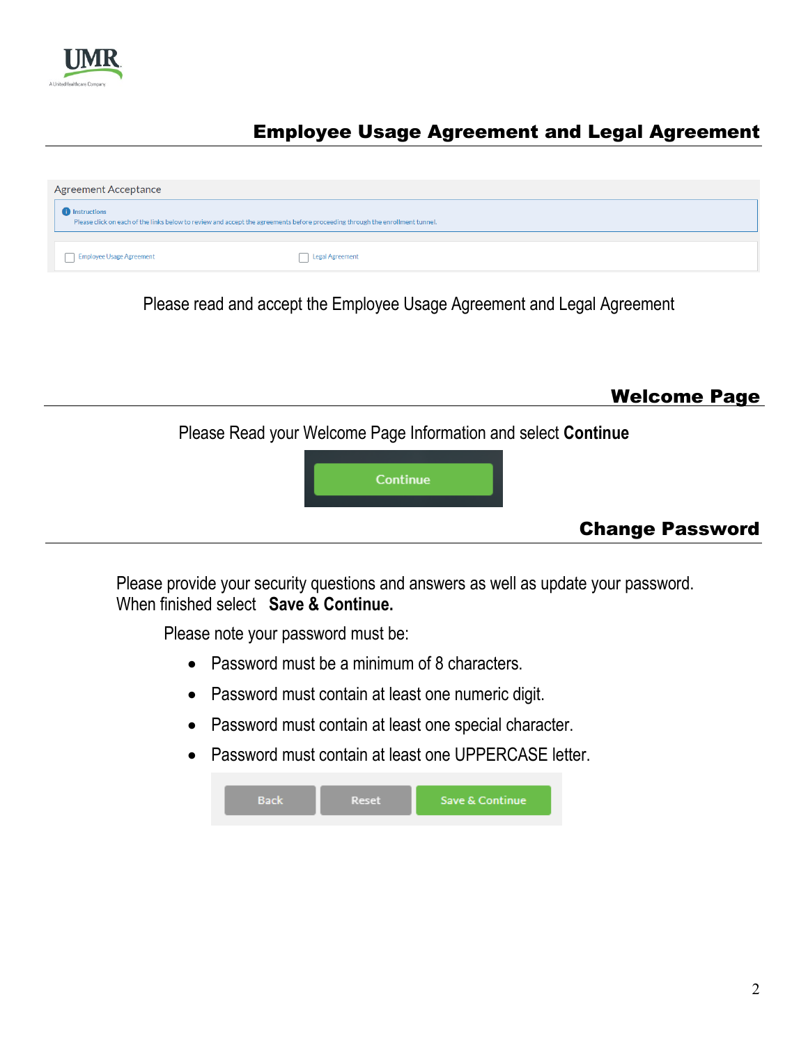## Employee Usage Agreement and Legal Agreement

Agreement Acceptance

Instructions

Please click on each of the links below to review and accept the agreements before proceeding through the enrollment tunnel.

Employee Usage Agreement    Legal Agreement

Please read and accept the Employee Usage Agreement and Legal Agreement

## Welcome Page

Please Read your Welcome Page Information and select **Continue**

Continue

## Change Password

Please provide your security questions and answers as well as update your password. When finished select **Save & Continue.**

Please note your password must be:

- Password must be a minimum of 8 characters.
- Password must contain at least one numeric digit.
- Password must contain at least one special character.
- Password must contain at least one UPPERCASE letter.

Back    Reset    Save & Continue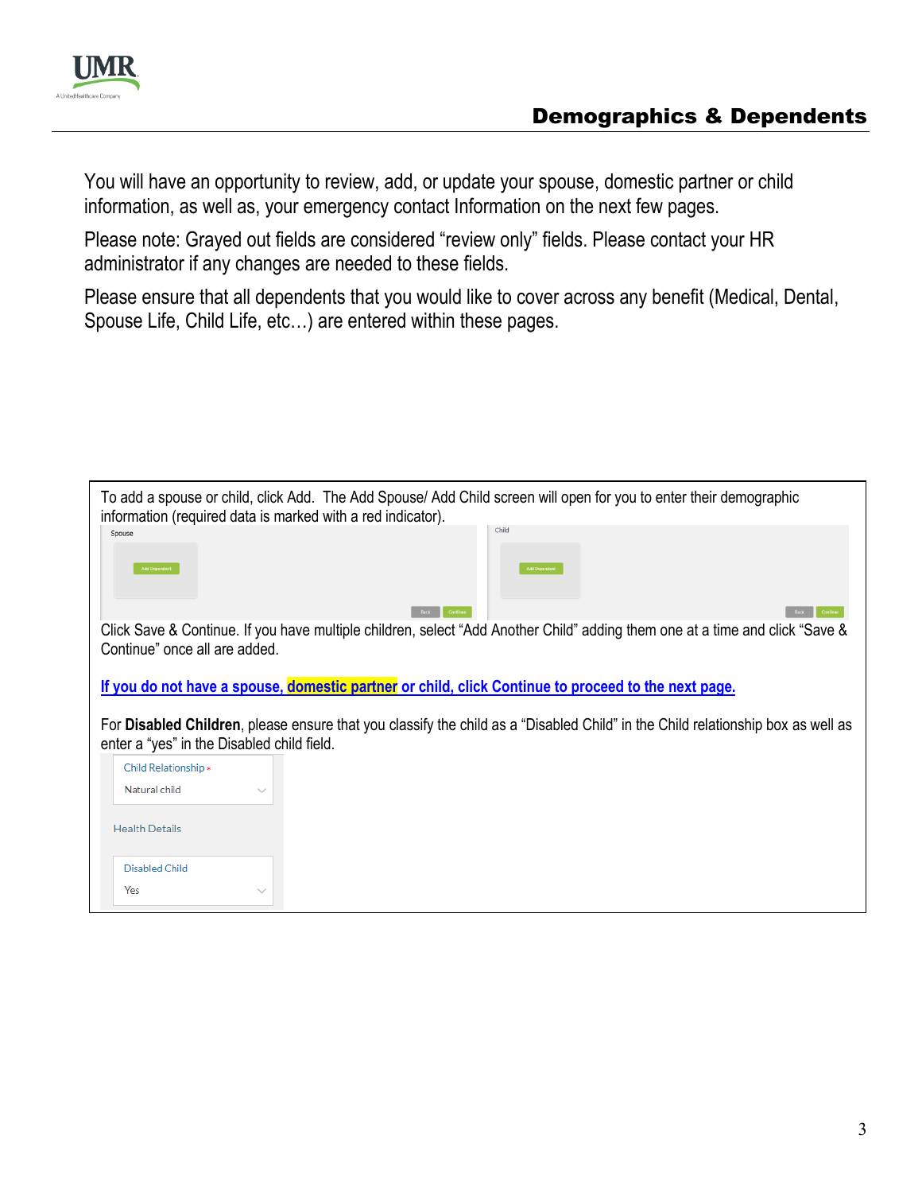## Demographics & Dependents

You will have an opportunity to review, add, or update your spouse, domestic partner or child information, as well as, your emergency contact Information on the next few pages.

Please note: Grayed out fields are considered "review only" fields. Please contact your HR administrator if any changes are needed to these fields.

Please ensure that all dependents that you would like to cover across any benefit (Medical, Dental, Spouse Life, Child Life, etc…) are entered within these pages.

To add a spouse or child, click Add. The Add Spouse/ Add Child screen will open for you to enter their demographic information (required data is marked with a red indicator).

Click Save & Continue. If you have multiple children, select "Add Another Child" adding them one at a time and click "Save & Continue" once all are added.

**If you do not have a spouse, domestic partner or child, click Continue to proceed to the next page.**

For **Disabled Children**, please ensure that you classify the child as a "Disabled Child" in the Child relationship box as well as enter a "yes" in the Disabled child field.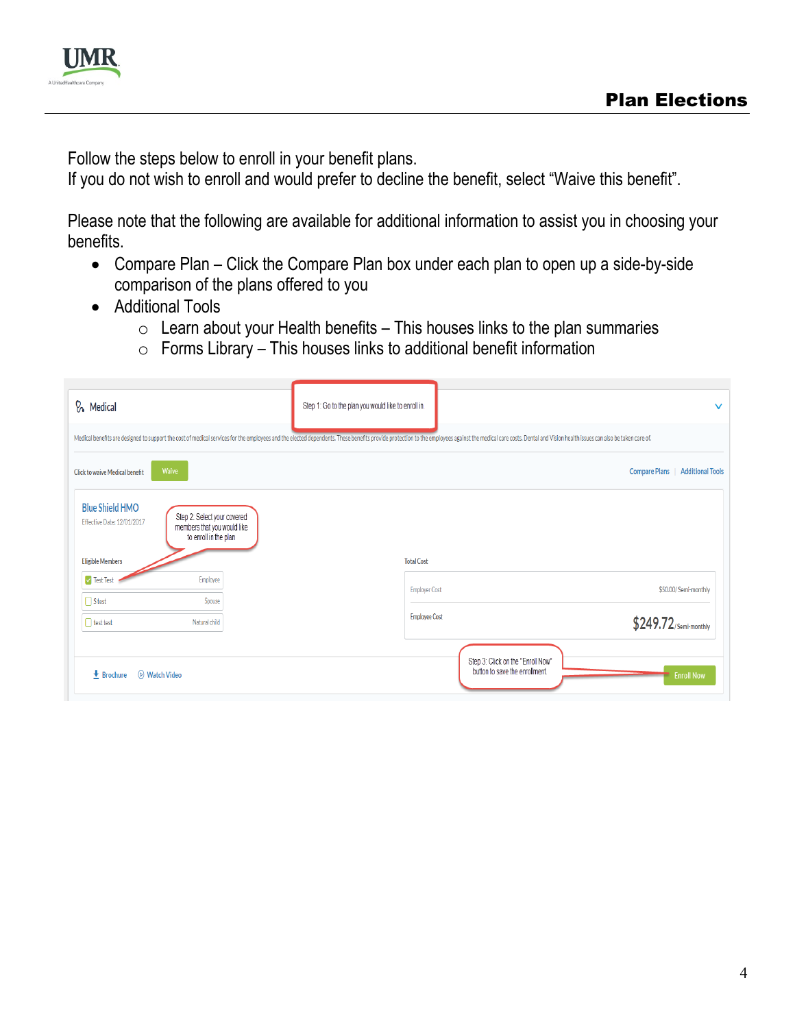## Plan Elections

Follow the steps below to enroll in your benefit plans.
If you do not wish to enroll and would prefer to decline the benefit, select “Waive this benefit”.

Please note that the following are available for additional information to assist you in choosing your benefits.

- Compare Plan – Click the Compare Plan box under each plan to open up a side-by-side comparison of the plans offered to you
- Additional Tools
  - Learn about your Health benefits – This houses links to the plan summaries
  - Forms Library – This houses links to additional benefit information

Medical

Step 1: Go to the plan you would like to enroll in

Medical benefits are designed to support the cost of medical services for the employees and the elected dependents. These benefits provide protection to the employees against the medical care costs. Dental and Vision health issues can also be taken care of.

Click to waive Medical benefit Waive

Compare Plans | Additional Tools

Blue Shield HMO

Effective Date: 12/01/2017

Step 2: Select your covered members that you would like to enroll in the plan

Eligible Members

| | |
|---|---|
| Test Test | Employee |
| S test | Spouse |
| test test | Natural child |

Total Cost

| | |
|---|---|
| Employer Cost | $50.00/ Semi-monthly |
| Employee Cost | $249.72/ Semi-monthly |

Step 3: Click on the "Enroll Now" button to save the enrollment.

Brochure Watch Video

Enroll Now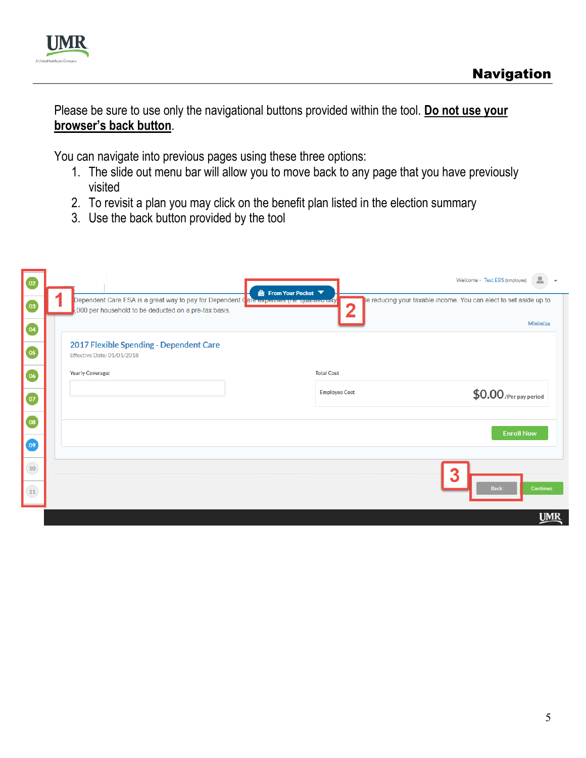## Navigation

Please be sure to use only the navigational buttons provided within the tool. **Do not use your browser's back button**.

You can navigate into previous pages using these three options:

1. The slide out menu bar will allow you to move back to any page that you have previously visited
2. To revisit a plan you may click on the benefit plan listed in the election summary
3. Use the back button provided by the tool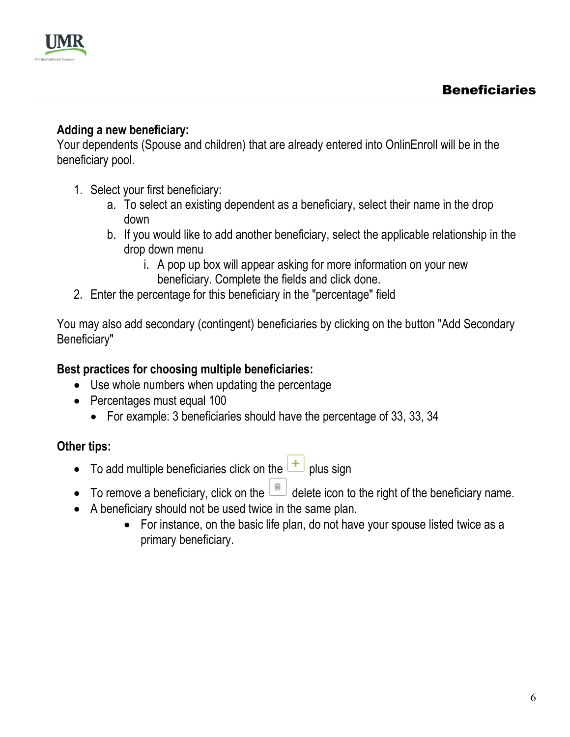## Beneficiaries

**Adding a new beneficiary:**

Your dependents (Spouse and children) that are already entered into OnlinEnroll will be in the beneficiary pool.

1. Select your first beneficiary:
    a. To select an existing dependent as a beneficiary, select their name in the drop down
    b. If you would like to add another beneficiary, select the applicable relationship in the drop down menu
        i. A pop up box will appear asking for more information on your new beneficiary. Complete the fields and click done.
2. Enter the percentage for this beneficiary in the "percentage" field

You may also add secondary (contingent) beneficiaries by clicking on the button "Add Secondary Beneficiary"

**Best practices for choosing multiple beneficiaries:**

- Use whole numbers when updating the percentage
- Percentages must equal 100
    - For example: 3 beneficiaries should have the percentage of 33, 33, 34

**Other tips:**

- To add multiple beneficiaries click on the + plus sign
- To remove a beneficiary, click on the delete icon to the right of the beneficiary name.
- A beneficiary should not be used twice in the same plan.
    - For instance, on the basic life plan, do not have your spouse listed twice as a primary beneficiary.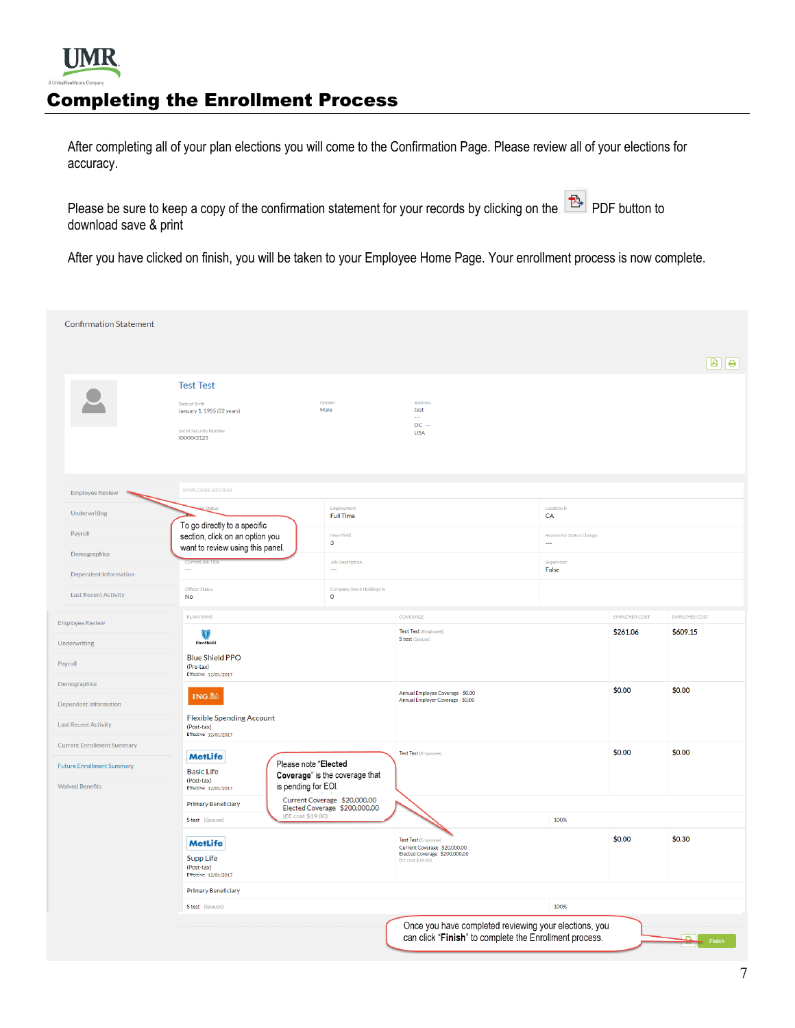# Completing the Enrollment Process

After completing all of your plan elections you will come to the Confirmation Page. Please review all of your elections for accuracy.

Please be sure to keep a copy of the confirmation statement for your records by clicking on the PDF button to download save & print

After you have clicked on finish, you will be taken to your Employee Home Page. Your enrollment process is now complete.

Confirmation Statement

Test Test

Date of Birth: January 1, 1985 (32 years)
Gender: Male
Address: test --- DC --- USA
Social Security Number: XXXXX3123

To go directly to a specific section, click on an option you want to review using this panel.

Employee Review
Underwriting
Payroll
Demographics
Dependent Information
Last Recent Activity
Current Enrollment Summary
Future Enrollment Summary
Waived Benefits

EMPLOYEE REVIEW

| | | |
|---|---|---|
| Status | Employment: Full Time | Location B: CA |
| | New Field: 3 | Reason for Status Change: --- |
| Current Job Title: --- | Job Description: --- | Supervisor: False |
| Officer Status: No | Company Stock Holdings %: 0 | |

| PLAN NAME | COVERAGE | EMPLOYER COST | EMPLOYEE COST |
|---|---|---|---|
| Blue Shield PPO (Pre-tax) Effective 12/01/2017 | Test Test (Employee), S test (Spouse) | $261.06 | $609.15 |
| Flexible Spending Account (Post-tax) Effective 12/01/2017 | Annual Employee Coverage - $0.00, Annual Employer Coverage - $0.00 | $0.00 | $0.00 |
| Basic Life (Post-tax) Effective 12/01/2017 | Test Test (Employee) | $0.00 | $0.00 |
| Primary Beneficiary: S test (Spouse) | 100% | | |
| Supp Life (Post-tax) Effective 12/01/2017 | Test Test (Employee) Current Coverage $20,000.00 Elected Coverage $200,000.00 (EE cost $19.00) | $0.00 | $0.30 |
| Primary Beneficiary: S test (Spouse) | 100% | | |

Please note "**Elected Coverage**" is the coverage that is pending for EOI.
Current Coverage $20,000.00
Elected Coverage $200,000.00
(EE cost $19.00)

Once you have completed reviewing your elections, you can click "**Finish**" to complete the Enrollment process.

Finish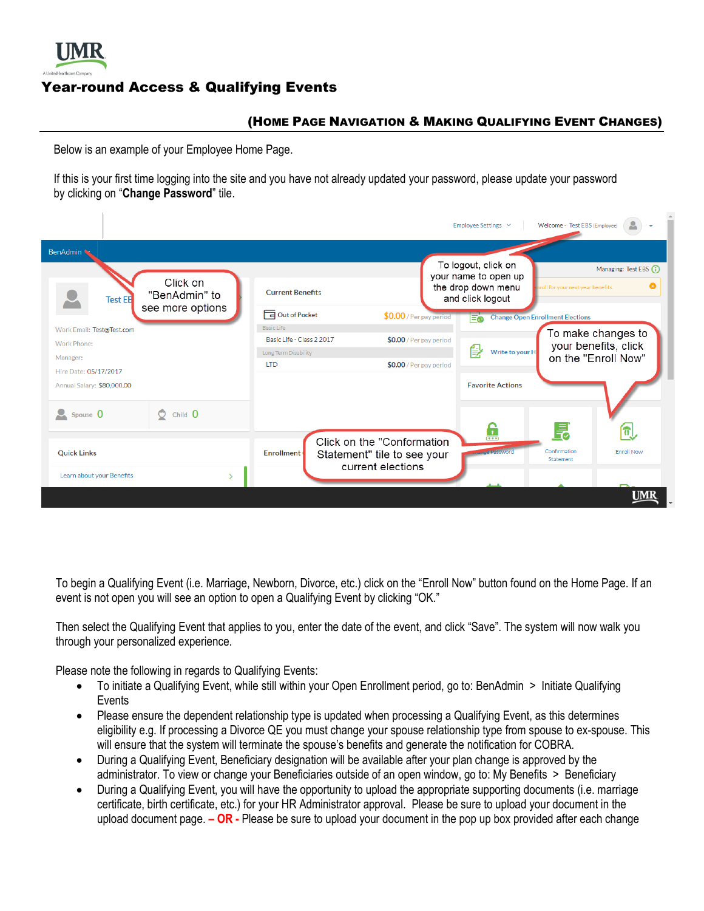# Year-round Access & Qualifying Events

## (Home Page Navigation & Making Qualifying Event Changes)

Below is an example of your Employee Home Page.

If this is your first time logging into the site and you have not already updated your password, please update your password by clicking on "**Change Password**" tile.

To begin a Qualifying Event (i.e. Marriage, Newborn, Divorce, etc.) click on the "Enroll Now" button found on the Home Page. If an event is not open you will see an option to open a Qualifying Event by clicking "OK."

Then select the Qualifying Event that applies to you, enter the date of the event, and click "Save". The system will now walk you through your personalized experience.

Please note the following in regards to Qualifying Events:

- To initiate a Qualifying Event, while still within your Open Enrollment period, go to: BenAdmin > Initiate Qualifying Events
- Please ensure the dependent relationship type is updated when processing a Qualifying Event, as this determines eligibility e.g. If processing a Divorce QE you must change your spouse relationship type from spouse to ex-spouse. This will ensure that the system will terminate the spouse's benefits and generate the notification for COBRA.
- During a Qualifying Event, Beneficiary designation will be available after your plan change is approved by the administrator. To view or change your Beneficiaries outside of an open window, go to: My Benefits > Beneficiary
- During a Qualifying Event, you will have the opportunity to upload the appropriate supporting documents (i.e. marriage certificate, birth certificate, etc.) for your HR Administrator approval. Please be sure to upload your document in the upload document page. **– OR -** Please be sure to upload your document in the pop up box provided after each change